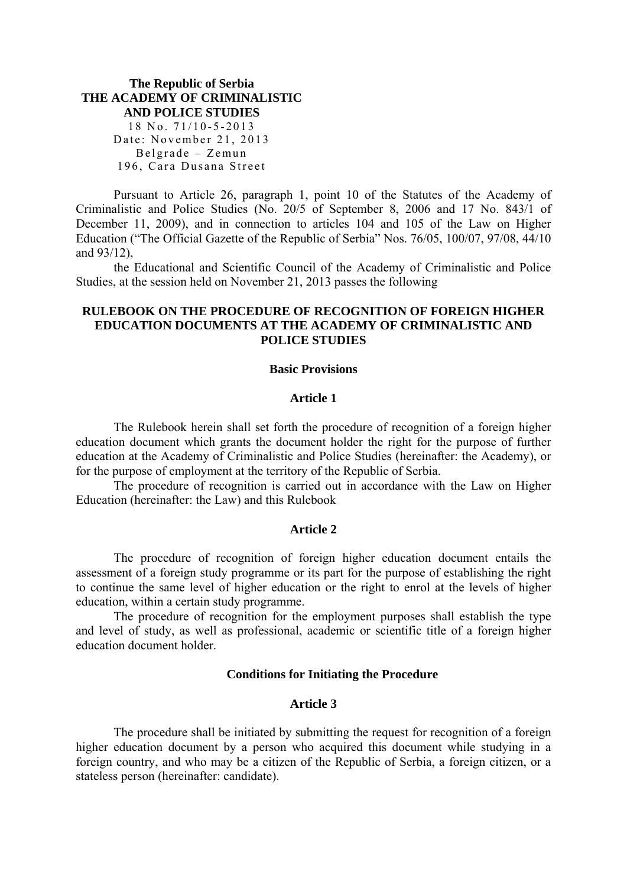**The Republic of Serbia**
**THE ACADEMY OF CRIMINALISTIC AND POLICE STUDIES**
18 No. 71/10-5-2013
Date: November 21, 2013
Belgrade – Zemun
196, Cara Dusana Street

Pursuant to Article 26, paragraph 1, point 10 of the Statutes of the Academy of Criminalistic and Police Studies (No. 20/5 of September 8, 2006 and 17 No. 843/1 of December 11, 2009), and in connection to articles 104 and 105 of the Law on Higher Education ("The Official Gazette of the Republic of Serbia" Nos. 76/05, 100/07, 97/08, 44/10 and 93/12),

the Educational and Scientific Council of the Academy of Criminalistic and Police Studies, at the session held on November 21, 2013 passes the following

# RULEBOOK ON THE PROCEDURE OF RECOGNITION OF FOREIGN HIGHER EDUCATION DOCUMENTS AT THE ACADEMY OF CRIMINALISTIC AND POLICE STUDIES

## Basic Provisions

### Article 1

The Rulebook herein shall set forth the procedure of recognition of a foreign higher education document which grants the document holder the right for the purpose of further education at the Academy of Criminalistic and Police Studies (hereinafter: the Academy), or for the purpose of employment at the territory of the Republic of Serbia.

The procedure of recognition is carried out in accordance with the Law on Higher Education (hereinafter: the Law) and this Rulebook

### Article 2

The procedure of recognition of foreign higher education document entails the assessment of a foreign study programme or its part for the purpose of establishing the right to continue the same level of higher education or the right to enrol at the levels of higher education, within a certain study programme.

The procedure of recognition for the employment purposes shall establish the type and level of study, as well as professional, academic or scientific title of a foreign higher education document holder.

## Conditions for Initiating the Procedure

### Article 3

The procedure shall be initiated by submitting the request for recognition of a foreign higher education document by a person who acquired this document while studying in a foreign country, and who may be a citizen of the Republic of Serbia, a foreign citizen, or a stateless person (hereinafter: candidate).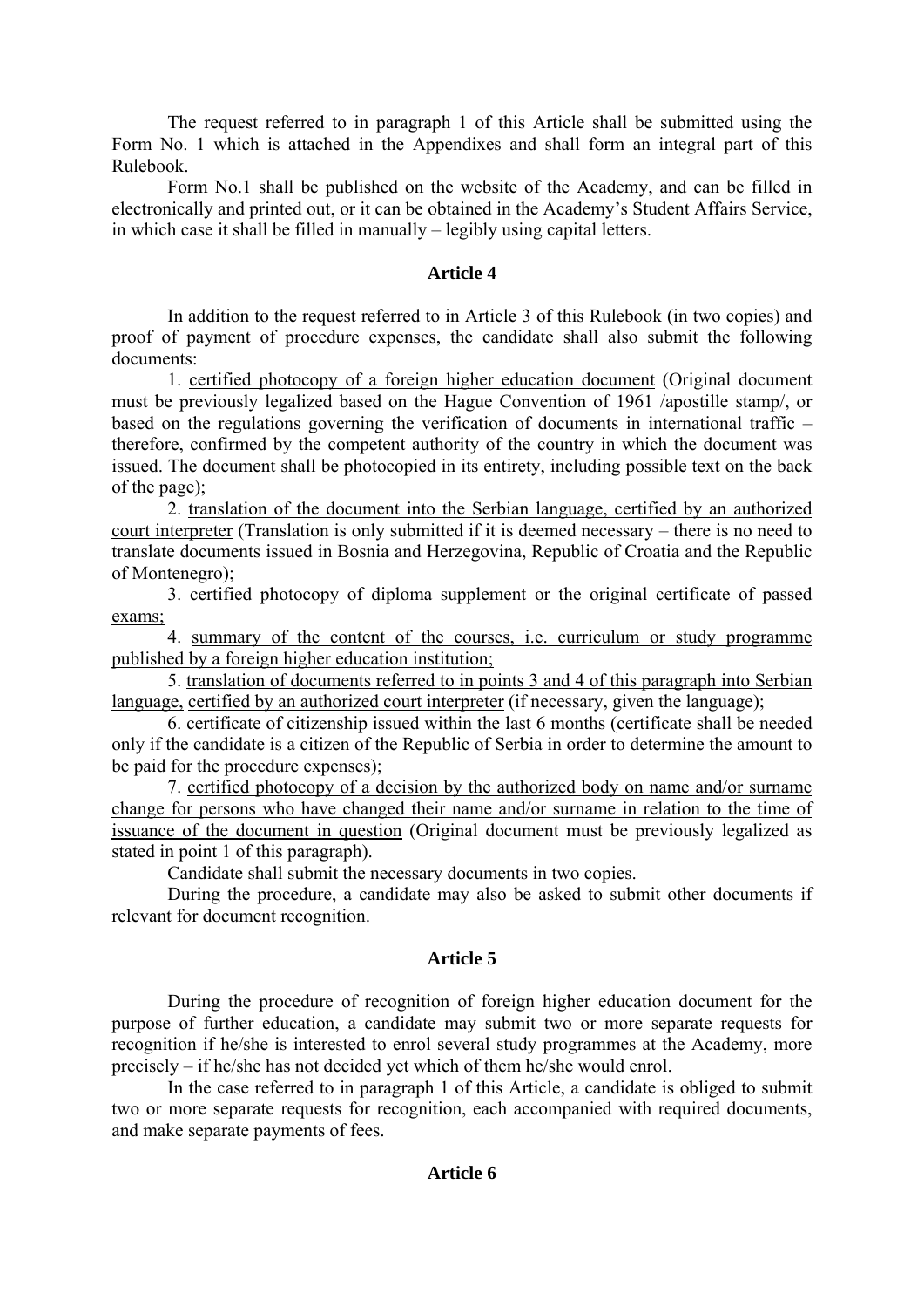The request referred to in paragraph 1 of this Article shall be submitted using the Form No. 1 which is attached in the Appendixes and shall form an integral part of this Rulebook.

Form No.1 shall be published on the website of the Academy, and can be filled in electronically and printed out, or it can be obtained in the Academy's Student Affairs Service, in which case it shall be filled in manually – legibly using capital letters.

### Article 4

In addition to the request referred to in Article 3 of this Rulebook (in two copies) and proof of payment of procedure expenses, the candidate shall also submit the following documents:

1. certified photocopy of a foreign higher education document (Original document must be previously legalized based on the Hague Convention of 1961 /apostille stamp/, or based on the regulations governing the verification of documents in international traffic – therefore, confirmed by the competent authority of the country in which the document was issued. The document shall be photocopied in its entirety, including possible text on the back of the page);
2. translation of the document into the Serbian language, certified by an authorized court interpreter (Translation is only submitted if it is deemed necessary – there is no need to translate documents issued in Bosnia and Herzegovina, Republic of Croatia and the Republic of Montenegro);
3. certified photocopy of diploma supplement or the original certificate of passed exams;
4. summary of the content of the courses, i.e. curriculum or study programme published by a foreign higher education institution;
5. translation of documents referred to in points 3 and 4 of this paragraph into Serbian language, certified by an authorized court interpreter (if necessary, given the language);
6. certificate of citizenship issued within the last 6 months (certificate shall be needed only if the candidate is a citizen of the Republic of Serbia in order to determine the amount to be paid for the procedure expenses);
7. certified photocopy of a decision by the authorized body on name and/or surname change for persons who have changed their name and/or surname in relation to the time of issuance of the document in question (Original document must be previously legalized as stated in point 1 of this paragraph).

Candidate shall submit the necessary documents in two copies.

During the procedure, a candidate may also be asked to submit other documents if relevant for document recognition.

### Article 5

During the procedure of recognition of foreign higher education document for the purpose of further education, a candidate may submit two or more separate requests for recognition if he/she is interested to enrol several study programmes at the Academy, more precisely – if he/she has not decided yet which of them he/she would enrol.

In the case referred to in paragraph 1 of this Article, a candidate is obliged to submit two or more separate requests for recognition, each accompanied with required documents, and make separate payments of fees.

### Article 6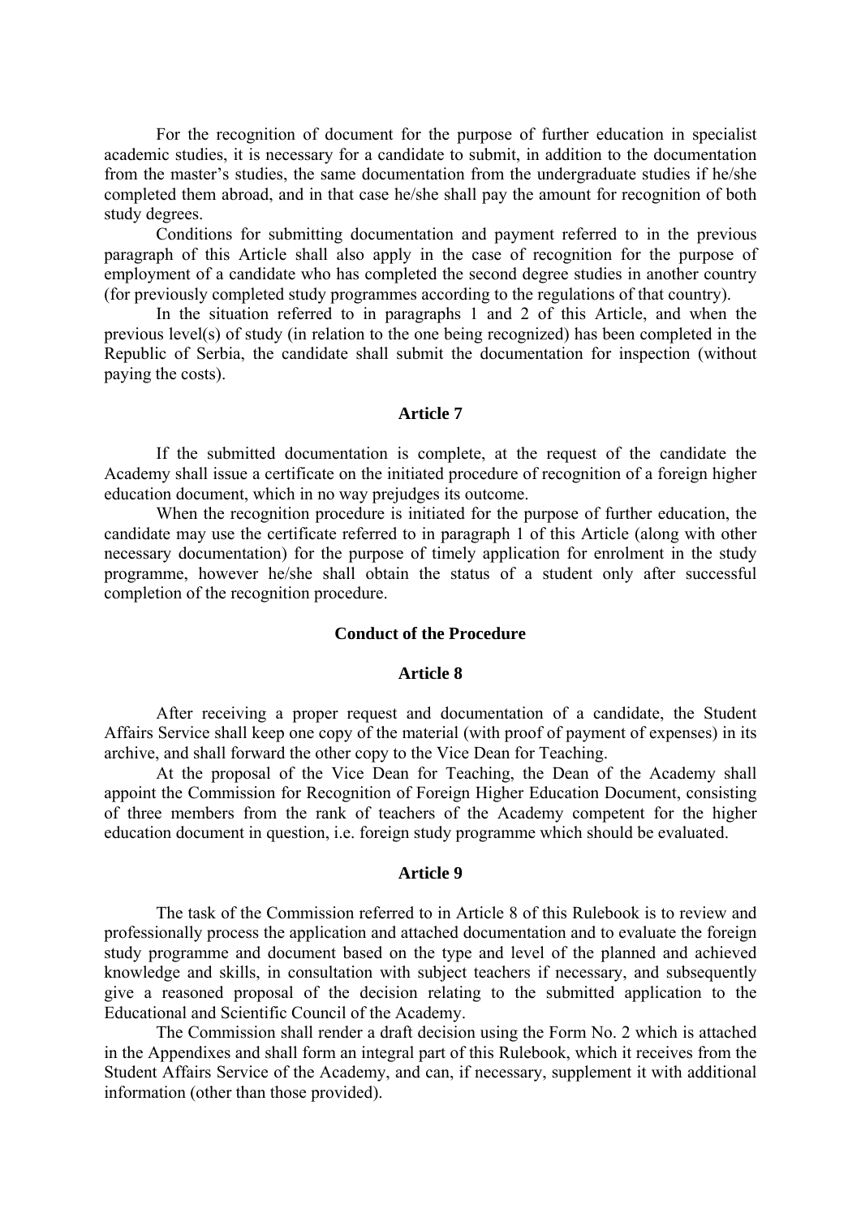For the recognition of document for the purpose of further education in specialist academic studies, it is necessary for a candidate to submit, in addition to the documentation from the master's studies, the same documentation from the undergraduate studies if he/she completed them abroad, and in that case he/she shall pay the amount for recognition of both study degrees.

Conditions for submitting documentation and payment referred to in the previous paragraph of this Article shall also apply in the case of recognition for the purpose of employment of a candidate who has completed the second degree studies in another country (for previously completed study programmes according to the regulations of that country).

In the situation referred to in paragraphs 1 and 2 of this Article, and when the previous level(s) of study (in relation to the one being recognized) has been completed in the Republic of Serbia, the candidate shall submit the documentation for inspection (without paying the costs).

### Article 7

If the submitted documentation is complete, at the request of the candidate the Academy shall issue a certificate on the initiated procedure of recognition of a foreign higher education document, which in no way prejudges its outcome.

When the recognition procedure is initiated for the purpose of further education, the candidate may use the certificate referred to in paragraph 1 of this Article (along with other necessary documentation) for the purpose of timely application for enrolment in the study programme, however he/she shall obtain the status of a student only after successful completion of the recognition procedure.

## Conduct of the Procedure

### Article 8

After receiving a proper request and documentation of a candidate, the Student Affairs Service shall keep one copy of the material (with proof of payment of expenses) in its archive, and shall forward the other copy to the Vice Dean for Teaching.

At the proposal of the Vice Dean for Teaching, the Dean of the Academy shall appoint the Commission for Recognition of Foreign Higher Education Document, consisting of three members from the rank of teachers of the Academy competent for the higher education document in question, i.e. foreign study programme which should be evaluated.

### Article 9

The task of the Commission referred to in Article 8 of this Rulebook is to review and professionally process the application and attached documentation and to evaluate the foreign study programme and document based on the type and level of the planned and achieved knowledge and skills, in consultation with subject teachers if necessary, and subsequently give a reasoned proposal of the decision relating to the submitted application to the Educational and Scientific Council of the Academy.

The Commission shall render a draft decision using the Form No. 2 which is attached in the Appendixes and shall form an integral part of this Rulebook, which it receives from the Student Affairs Service of the Academy, and can, if necessary, supplement it with additional information (other than those provided).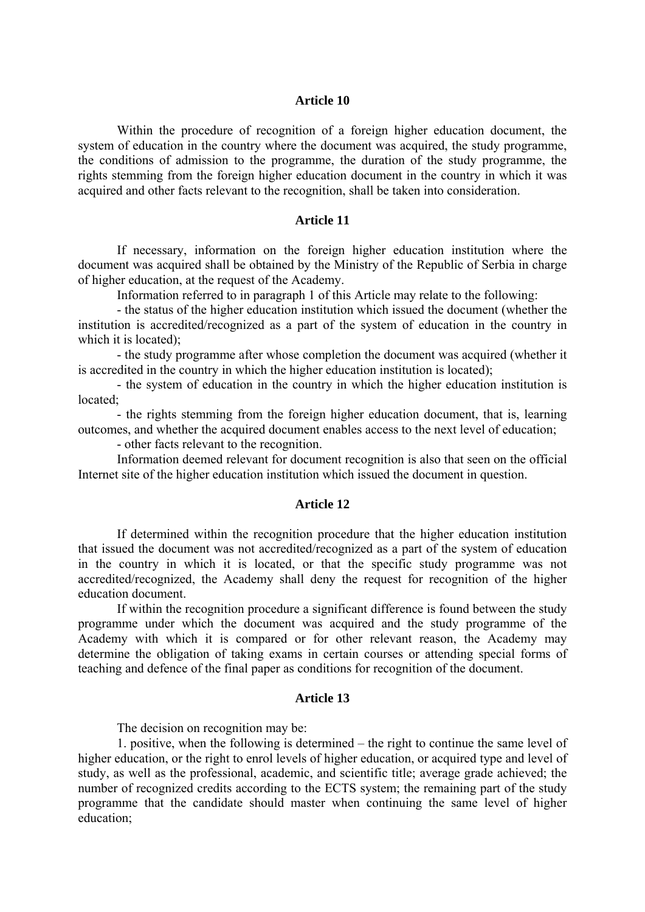## Article 10

Within the procedure of recognition of a foreign higher education document, the system of education in the country where the document was acquired, the study programme, the conditions of admission to the programme, the duration of the study programme, the rights stemming from the foreign higher education document in the country in which it was acquired and other facts relevant to the recognition, shall be taken into consideration.

## Article 11

If necessary, information on the foreign higher education institution where the document was acquired shall be obtained by the Ministry of the Republic of Serbia in charge of higher education, at the request of the Academy.

Information referred to in paragraph 1 of this Article may relate to the following:

- the status of the higher education institution which issued the document (whether the institution is accredited/recognized as a part of the system of education in the country in which it is located);
- the study programme after whose completion the document was acquired (whether it is accredited in the country in which the higher education institution is located);
- the system of education in the country in which the higher education institution is located;
- the rights stemming from the foreign higher education document, that is, learning outcomes, and whether the acquired document enables access to the next level of education;
- other facts relevant to the recognition.

Information deemed relevant for document recognition is also that seen on the official Internet site of the higher education institution which issued the document in question.

## Article 12

If determined within the recognition procedure that the higher education institution that issued the document was not accredited/recognized as a part of the system of education in the country in which it is located, or that the specific study programme was not accredited/recognized, the Academy shall deny the request for recognition of the higher education document.

If within the recognition procedure a significant difference is found between the study programme under which the document was acquired and the study programme of the Academy with which it is compared or for other relevant reason, the Academy may determine the obligation of taking exams in certain courses or attending special forms of teaching and defence of the final paper as conditions for recognition of the document.

## Article 13

The decision on recognition may be:

1. positive, when the following is determined – the right to continue the same level of higher education, or the right to enrol levels of higher education, or acquired type and level of study, as well as the professional, academic, and scientific title; average grade achieved; the number of recognized credits according to the ECTS system; the remaining part of the study programme that the candidate should master when continuing the same level of higher education;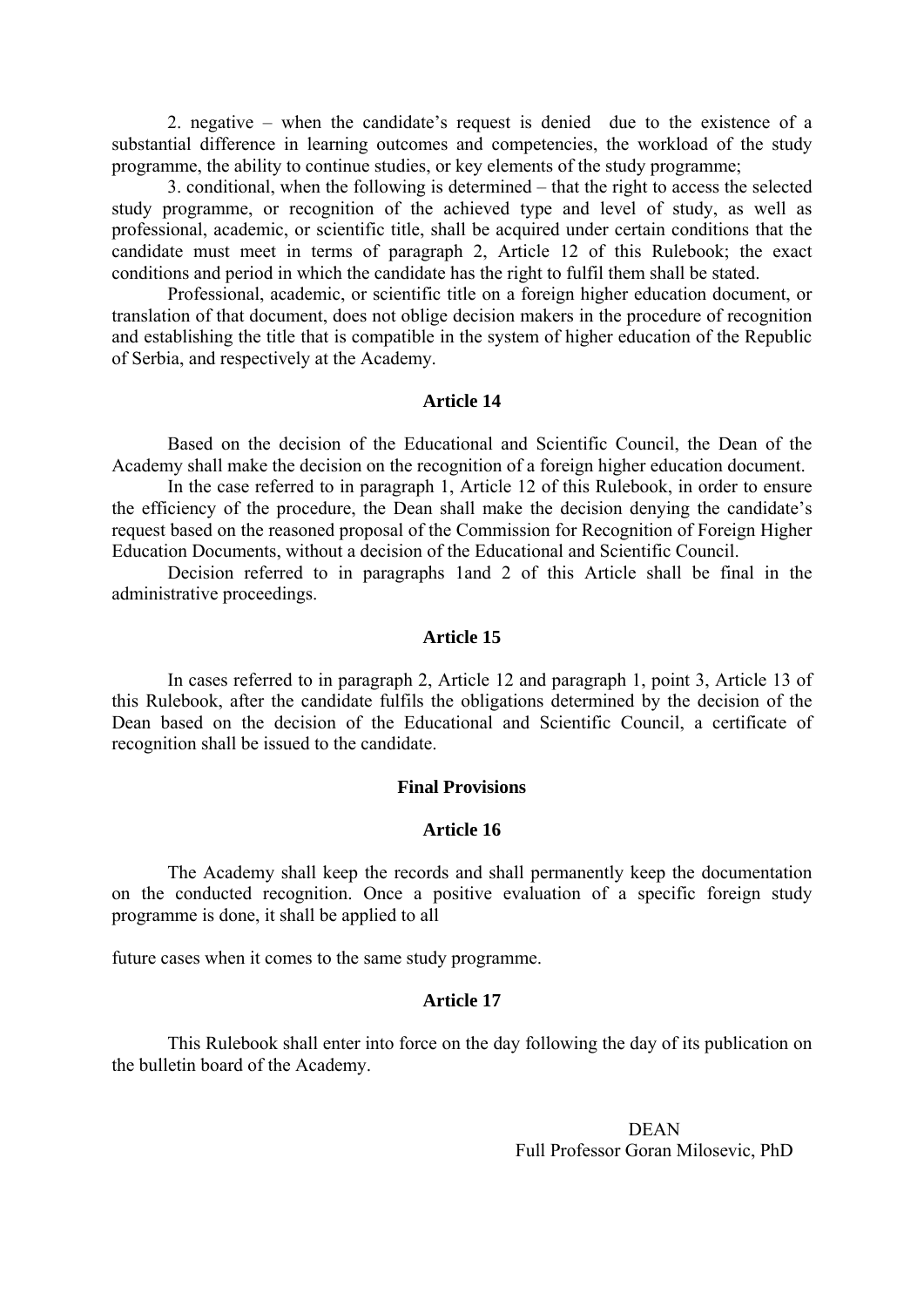2. negative – when the candidate's request is denied due to the existence of a substantial difference in learning outcomes and competencies, the workload of the study programme, the ability to continue studies, or key elements of the study programme;

3. conditional, when the following is determined – that the right to access the selected study programme, or recognition of the achieved type and level of study, as well as professional, academic, or scientific title, shall be acquired under certain conditions that the candidate must meet in terms of paragraph 2, Article 12 of this Rulebook; the exact conditions and period in which the candidate has the right to fulfil them shall be stated.

Professional, academic, or scientific title on a foreign higher education document, or translation of that document, does not oblige decision makers in the procedure of recognition and establishing the title that is compatible in the system of higher education of the Republic of Serbia, and respectively at the Academy.

**Article 14**

Based on the decision of the Educational and Scientific Council, the Dean of the Academy shall make the decision on the recognition of a foreign higher education document.

In the case referred to in paragraph 1, Article 12 of this Rulebook, in order to ensure the efficiency of the procedure, the Dean shall make the decision denying the candidate's request based on the reasoned proposal of the Commission for Recognition of Foreign Higher Education Documents, without a decision of the Educational and Scientific Council.

Decision referred to in paragraphs 1and 2 of this Article shall be final in the administrative proceedings.

**Article 15**

In cases referred to in paragraph 2, Article 12 and paragraph 1, point 3, Article 13 of this Rulebook, after the candidate fulfils the obligations determined by the decision of the Dean based on the decision of the Educational and Scientific Council, a certificate of recognition shall be issued to the candidate.

**Final Provisions**

**Article 16**

The Academy shall keep the records and shall permanently keep the documentation on the conducted recognition. Once a positive evaluation of a specific foreign study programme is done, it shall be applied to all future cases when it comes to the same study programme.

**Article 17**

This Rulebook shall enter into force on the day following the day of its publication on the bulletin board of the Academy.

DEAN
Full Professor Goran Milosevic, PhD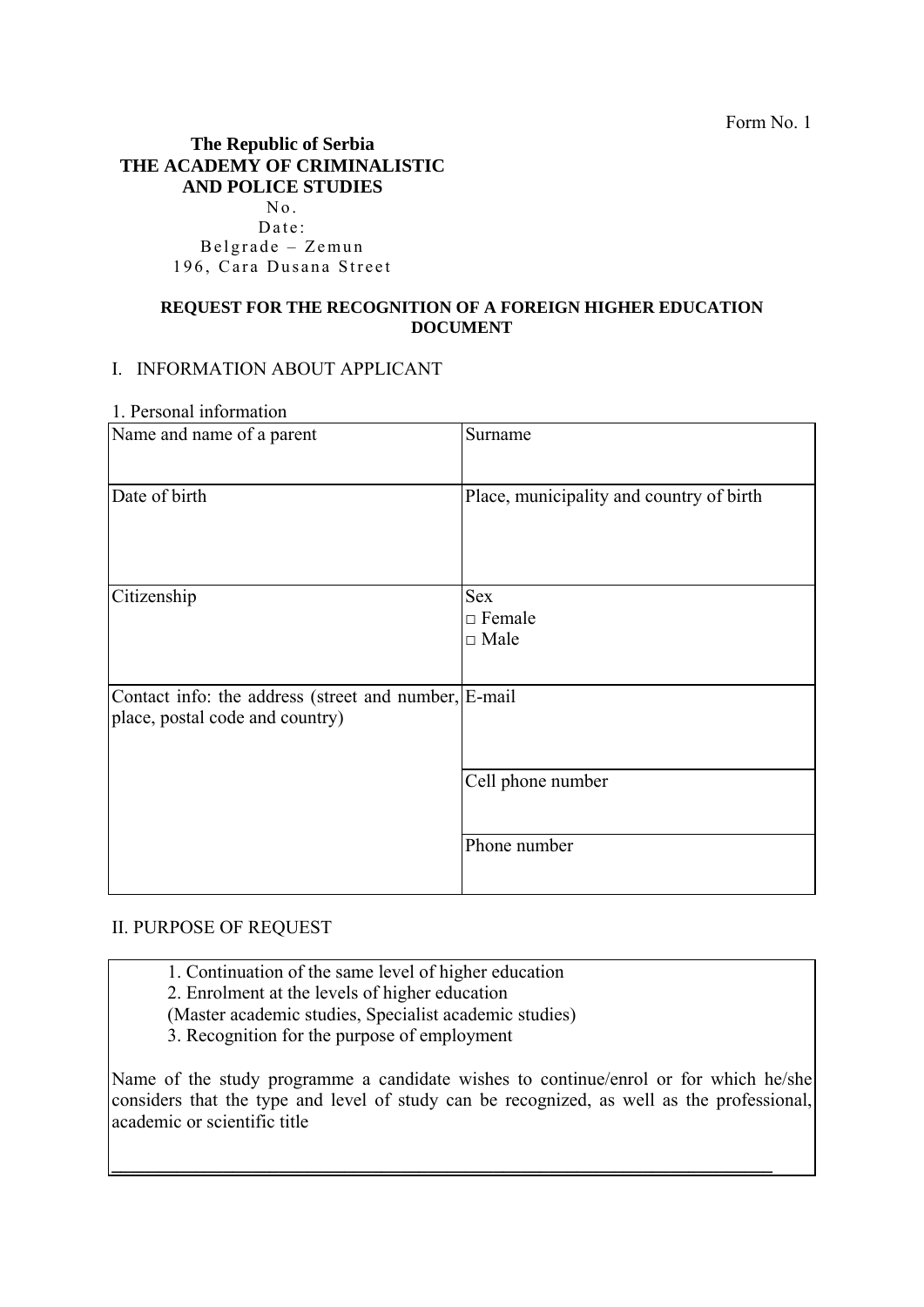Form No. 1

**The Republic of Serbia**
**THE ACADEMY OF CRIMINALISTIC AND POLICE STUDIES**
No.
Date:
Belgrade – Zemun
196, Cara Dusana Street

## REQUEST FOR THE RECOGNITION OF A FOREIGN HIGHER EDUCATION DOCUMENT

### I. INFORMATION ABOUT APPLICANT

1. Personal information

| Name and name of a parent | Surname |
|---|---|
| Date of birth | Place, municipality and country of birth |
| Citizenship | Sex<br>□ Female<br>□ Male |
| Contact info: the address (street and number, place, postal code and country) | E-mail |
| | Cell phone number |
| | Phone number |

### II. PURPOSE OF REQUEST

1. Continuation of the same level of higher education
2. Enrolment at the levels of higher education
(Master academic studies, Specialist academic studies)
3. Recognition for the purpose of employment

Name of the study programme a candidate wishes to continue/enrol or for which he/she considers that the type and level of study can be recognized, as well as the professional, academic or scientific title

_______________________________________________________________________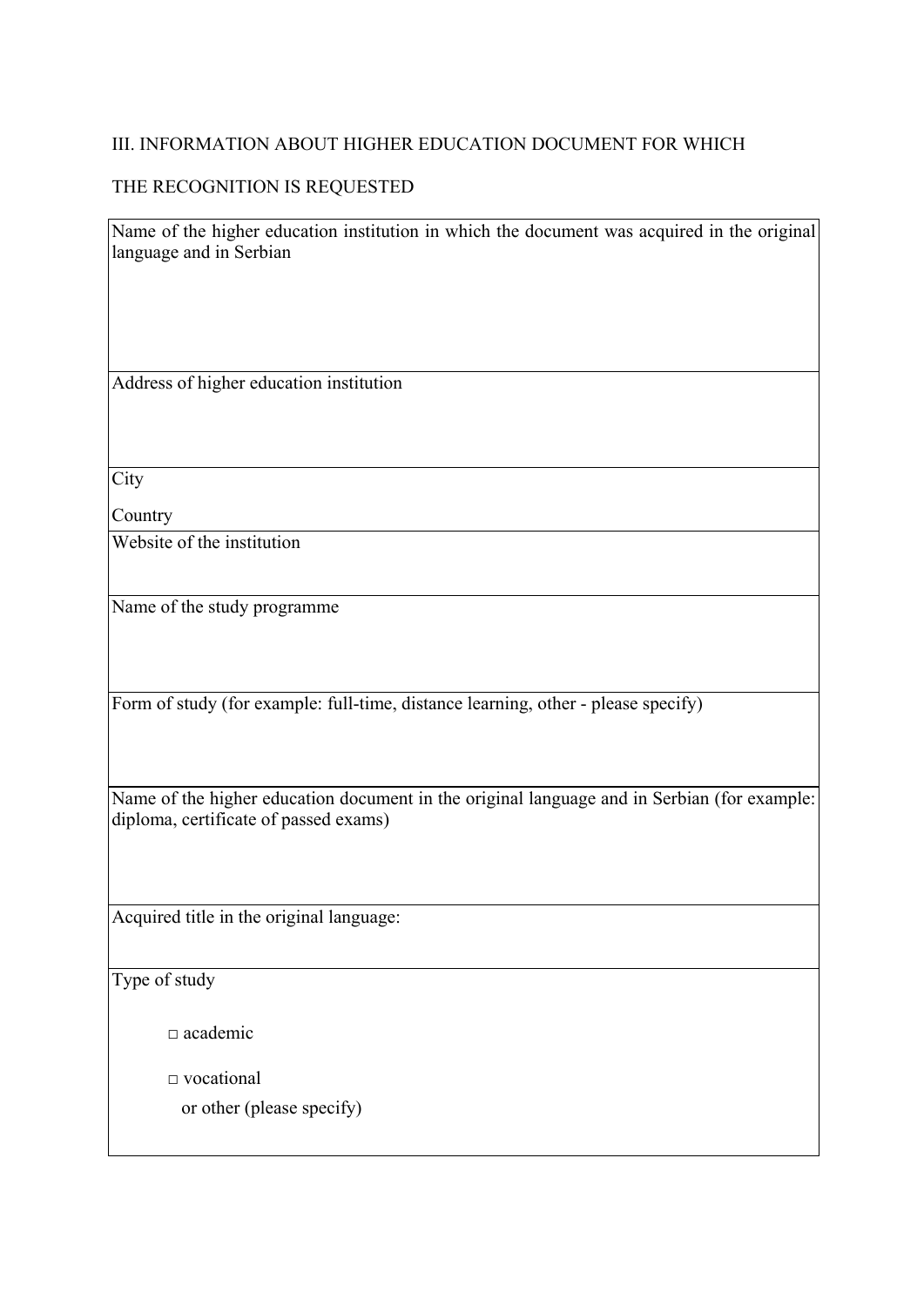III. INFORMATION ABOUT HIGHER EDUCATION DOCUMENT FOR WHICH

THE RECOGNITION IS REQUESTED

| Name of the higher education institution in which the document was acquired in the original language and in Serbian |
|---|
| Address of higher education institution |
| City<br><br>Country |
| Website of the institution |
| Name of the study programme |
| Form of study (for example: full-time, distance learning, other - please specify) |
| Name of the higher education document in the original language and in Serbian (for example: diploma, certificate of passed exams) |
| Acquired title in the original language: |
| Type of study<br><br>□ academic<br><br>□ vocational<br>or other (please specify) |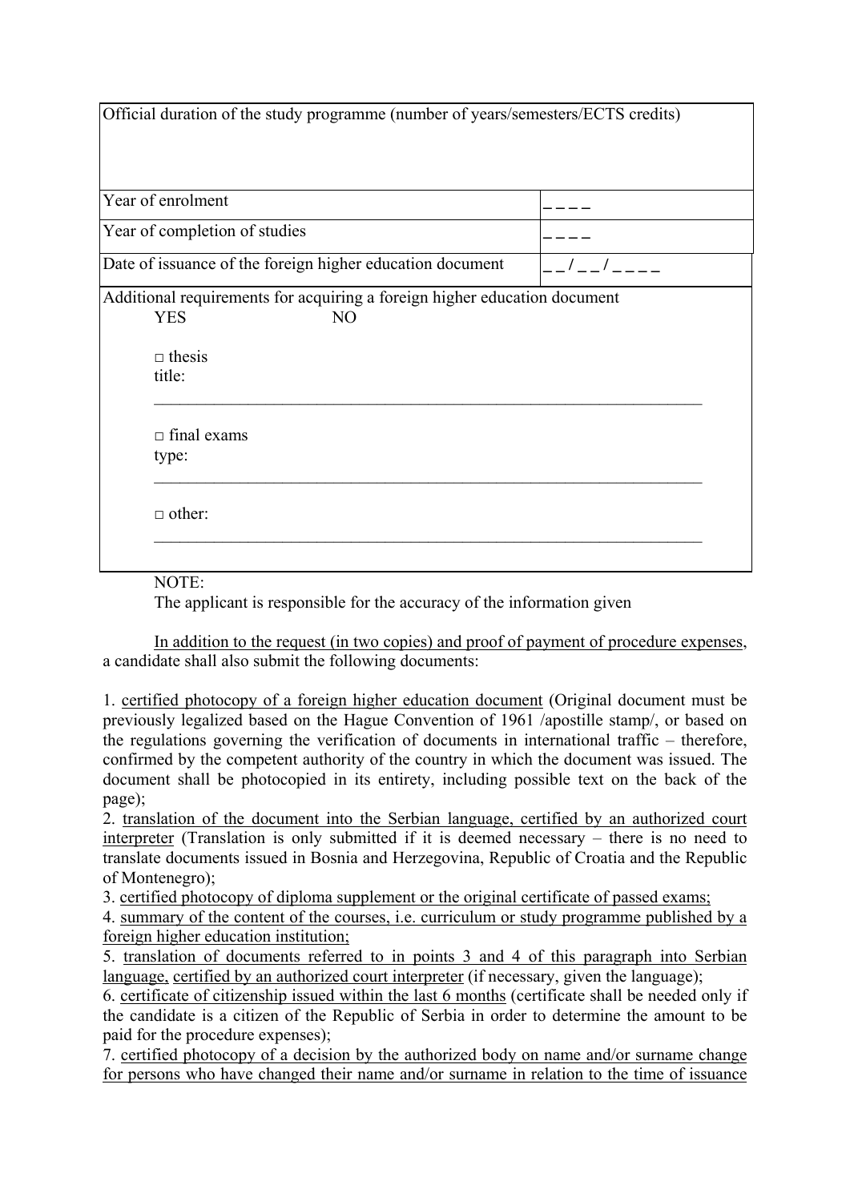| Official duration of the study programme (number of years/semesters/ECTS credits) | |
|---|---|
| Year of enrolment | _ _ _ _ |
| Year of completion of studies | _ _ _ _ |
| Date of issuance of the foreign higher education document | _ _ / _ _ / _ _ _ _ |
| Additional requirements for acquiring a foreign higher education document<br>YES NO<br><br>□ thesis<br>title:<br>_______________________________________________<br><br>□ final exams<br>type:<br>_______________________________________________<br><br>□ other:<br>_______________________________________________ | |

NOTE:
The applicant is responsible for the accuracy of the information given

In addition to the request (in two copies) and proof of payment of procedure expenses, a candidate shall also submit the following documents:

1. certified photocopy of a foreign higher education document (Original document must be previously legalized based on the Hague Convention of 1961 /apostille stamp/, or based on the regulations governing the verification of documents in international traffic – therefore, confirmed by the competent authority of the country in which the document was issued. The document shall be photocopied in its entirety, including possible text on the back of the page);
2. translation of the document into the Serbian language, certified by an authorized court interpreter (Translation is only submitted if it is deemed necessary – there is no need to translate documents issued in Bosnia and Herzegovina, Republic of Croatia and the Republic of Montenegro);
3. certified photocopy of diploma supplement or the original certificate of passed exams;
4. summary of the content of the courses, i.e. curriculum or study programme published by a foreign higher education institution;
5. translation of documents referred to in points 3 and 4 of this paragraph into Serbian language, certified by an authorized court interpreter (if necessary, given the language);
6. certificate of citizenship issued within the last 6 months (certificate shall be needed only if the candidate is a citizen of the Republic of Serbia in order to determine the amount to be paid for the procedure expenses);
7. certified photocopy of a decision by the authorized body on name and/or surname change for persons who have changed their name and/or surname in relation to the time of issuance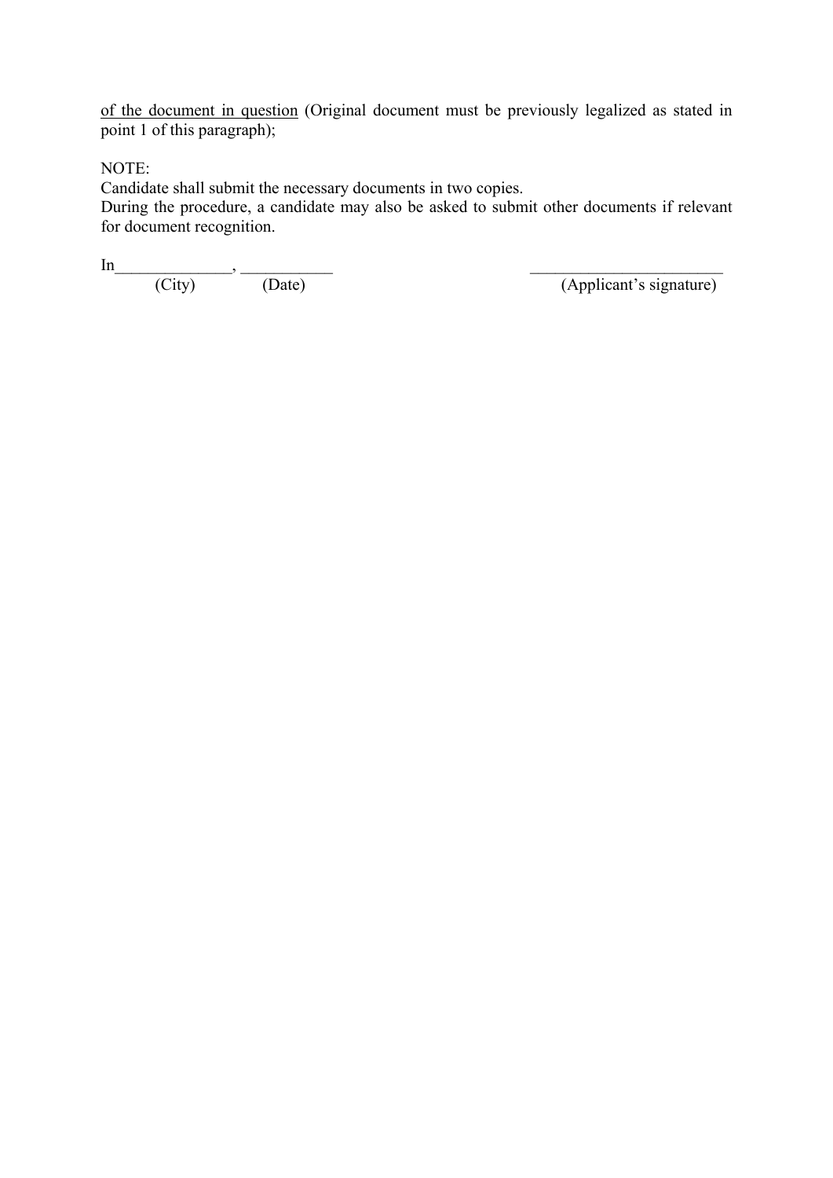<u>of the document in question</u> (Original document must be previously legalized as stated in point 1 of this paragraph);

NOTE:
Candidate shall submit the necessary documents in two copies.
During the procedure, a candidate may also be asked to submit other documents if relevant for document recognition.

In______________, ___________ &nbsp;&nbsp;&nbsp;&nbsp;&nbsp;&nbsp;&nbsp;&nbsp;&nbsp;&nbsp;&nbsp;&nbsp;&nbsp;&nbsp;&nbsp;&nbsp;&nbsp;&nbsp;&nbsp;&nbsp; ________________________
(City) &nbsp;&nbsp;&nbsp;&nbsp;&nbsp;&nbsp;&nbsp;&nbsp; (Date) &nbsp;&nbsp;&nbsp;&nbsp;&nbsp;&nbsp;&nbsp;&nbsp;&nbsp;&nbsp;&nbsp;&nbsp;&nbsp;&nbsp;&nbsp;&nbsp;&nbsp;&nbsp;&nbsp;&nbsp;&nbsp;&nbsp;&nbsp;&nbsp;&nbsp;&nbsp;&nbsp;&nbsp;&nbsp;&nbsp;&nbsp;&nbsp; (Applicant's signature)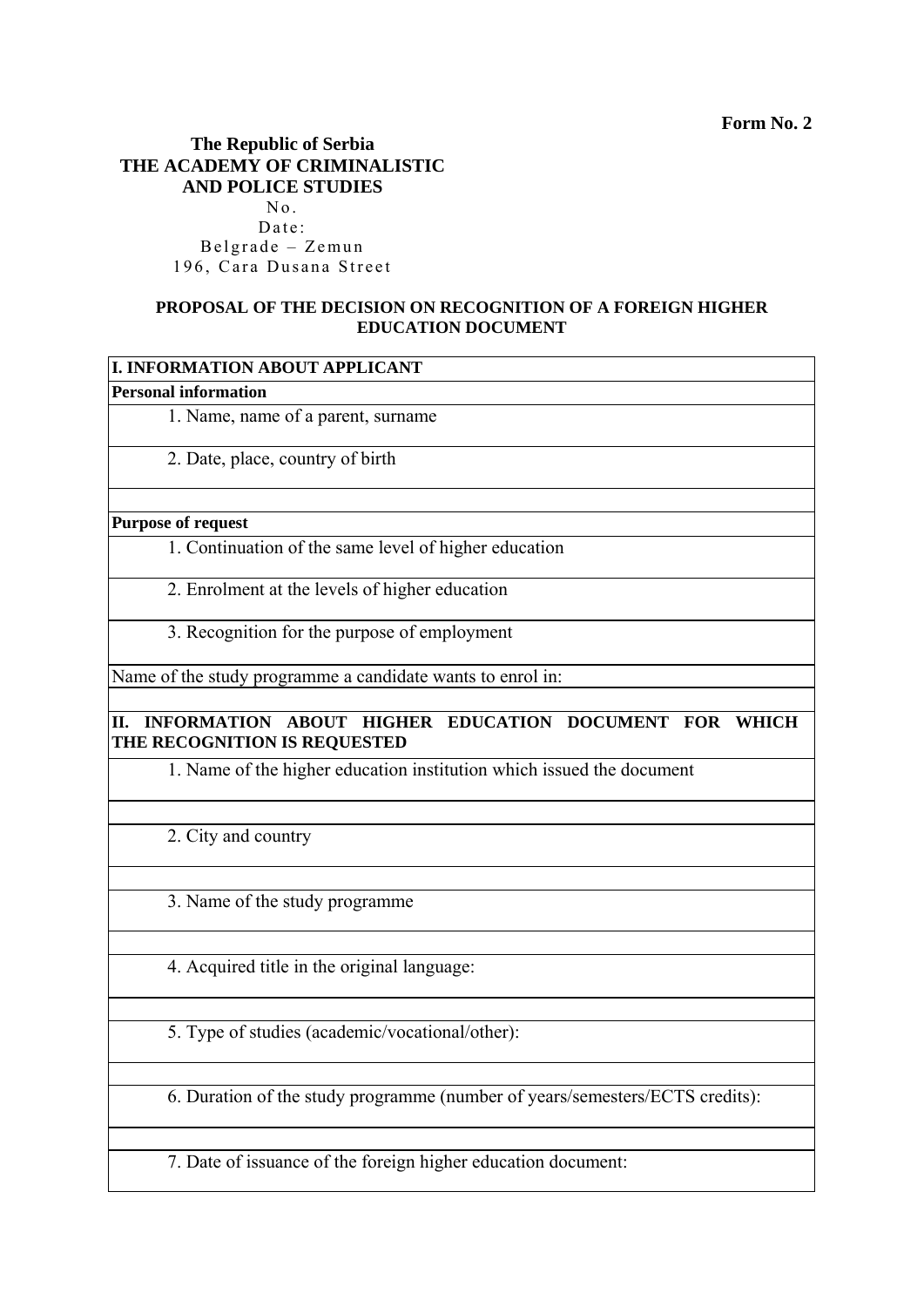**Form No. 2**

**The Republic of Serbia**
**THE ACADEMY OF CRIMINALISTIC AND POLICE STUDIES**
No.
Date:
Belgrade – Zemun
196, Cara Dusana Street

**PROPOSAL OF THE DECISION ON RECOGNITION OF A FOREIGN HIGHER EDUCATION DOCUMENT**

| **I. INFORMATION ABOUT APPLICANT** |
|---|
| **Personal information** |
| 1. Name, name of a parent, surname |
| 2. Date, place, country of birth |
| |
| **Purpose of request** |
| 1. Continuation of the same level of higher education |
| 2. Enrolment at the levels of higher education |
| 3. Recognition for the purpose of employment |
| Name of the study programme a candidate wants to enrol in: |
| |
| **II. INFORMATION ABOUT HIGHER EDUCATION DOCUMENT FOR WHICH THE RECOGNITION IS REQUESTED** |
| 1. Name of the higher education institution which issued the document |
| |
| 2. City and country |
| |
| 3. Name of the study programme |
| |
| 4. Acquired title in the original language: |
| |
| 5. Type of studies (academic/vocational/other): |
| |
| 6. Duration of the study programme (number of years/semesters/ECTS credits): |
| |
| 7. Date of issuance of the foreign higher education document: |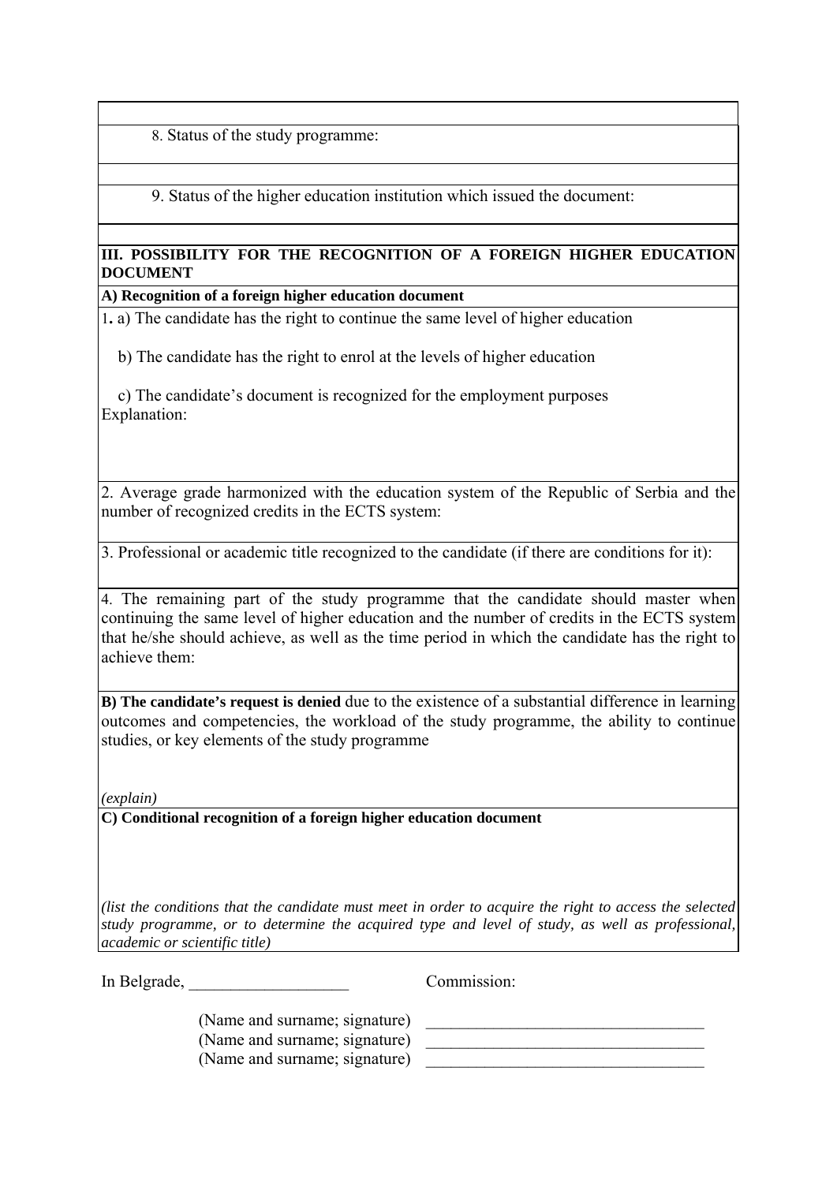8. Status of the study programme:

9. Status of the higher education institution which issued the document:

**III. POSSIBILITY FOR THE RECOGNITION OF A FOREIGN HIGHER EDUCATION DOCUMENT**

**A) Recognition of a foreign higher education document**

1. a) The candidate has the right to continue the same level of higher education

   b) The candidate has the right to enrol at the levels of higher education

   c) The candidate's document is recognized for the employment purposes

Explanation:

2. Average grade harmonized with the education system of the Republic of Serbia and the number of recognized credits in the ECTS system:

3. Professional or academic title recognized to the candidate (if there are conditions for it):

4. The remaining part of the study programme that the candidate should master when continuing the same level of higher education and the number of credits in the ECTS system that he/she should achieve, as well as the time period in which the candidate has the right to achieve them:

**B) The candidate's request is denied** due to the existence of a substantial difference in learning outcomes and competencies, the workload of the study programme, the ability to continue studies, or key elements of the study programme

*(explain)*

**C) Conditional recognition of a foreign higher education document**

*(list the conditions that the candidate must meet in order to acquire the right to access the selected study programme, or to determine the acquired type and level of study, as well as professional, academic or scientific title)*

In Belgrade, ___________________ Commission:

(Name and surname; signature) _________________________________

(Name and surname; signature) _________________________________

(Name and surname; signature) _________________________________